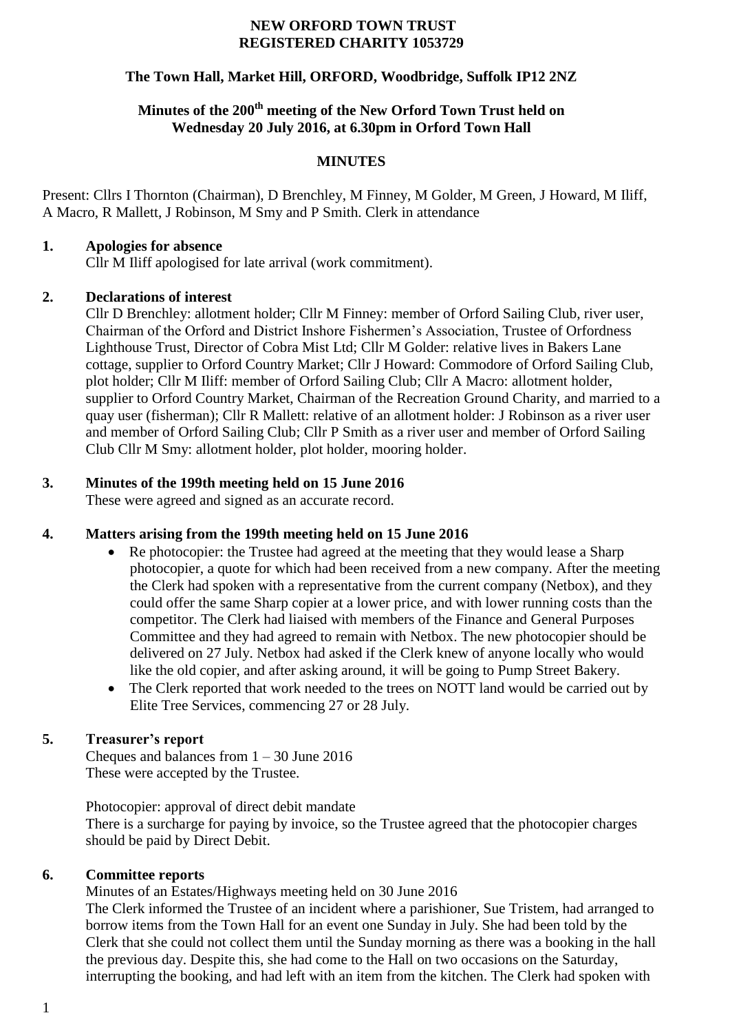**NEW ORFORD TOWN TRUST**
**REGISTERED CHARITY 1053729**

**The Town Hall, Market Hill, ORFORD, Woodbridge, Suffolk IP12 2NZ**

**Minutes of the 200th meeting of the New Orford Town Trust held on Wednesday 20 July 2016, at 6.30pm in Orford Town Hall**

**MINUTES**

Present: Cllrs I Thornton (Chairman), D Brenchley, M Finney, M Golder, M Green, J Howard, M Iliff, A Macro, R Mallett, J Robinson, M Smy and P Smith. Clerk in attendance

**1. Apologies for absence**

Cllr M Iliff apologised for late arrival (work commitment).

**2. Declarations of interest**

Cllr D Brenchley: allotment holder; Cllr M Finney: member of Orford Sailing Club, river user, Chairman of the Orford and District Inshore Fishermen's Association, Trustee of Orfordness Lighthouse Trust, Director of Cobra Mist Ltd; Cllr M Golder: relative lives in Bakers Lane cottage, supplier to Orford Country Market; Cllr J Howard: Commodore of Orford Sailing Club, plot holder; Cllr M Iliff: member of Orford Sailing Club; Cllr A Macro: allotment holder, supplier to Orford Country Market, Chairman of the Recreation Ground Charity, and married to a quay user (fisherman); Cllr R Mallett: relative of an allotment holder: J Robinson as a river user and member of Orford Sailing Club; Cllr P Smith as a river user and member of Orford Sailing Club Cllr M Smy: allotment holder, plot holder, mooring holder.

**3. Minutes of the 199th meeting held on 15 June 2016**

These were agreed and signed as an accurate record.

**4. Matters arising from the 199th meeting held on 15 June 2016**

- Re photocopier: the Trustee had agreed at the meeting that they would lease a Sharp photocopier, a quote for which had been received from a new company. After the meeting the Clerk had spoken with a representative from the current company (Netbox), and they could offer the same Sharp copier at a lower price, and with lower running costs than the competitor. The Clerk had liaised with members of the Finance and General Purposes Committee and they had agreed to remain with Netbox. The new photocopier should be delivered on 27 July. Netbox had asked if the Clerk knew of anyone locally who would like the old copier, and after asking around, it will be going to Pump Street Bakery.
- The Clerk reported that work needed to the trees on NOTT land would be carried out by Elite Tree Services, commencing 27 or 28 July.

**5. Treasurer's report**

Cheques and balances from 1 – 30 June 2016
These were accepted by the Trustee.

Photocopier: approval of direct debit mandate
There is a surcharge for paying by invoice, so the Trustee agreed that the photocopier charges should be paid by Direct Debit.

**6. Committee reports**

Minutes of an Estates/Highways meeting held on 30 June 2016
The Clerk informed the Trustee of an incident where a parishioner, Sue Tristem, had arranged to borrow items from the Town Hall for an event one Sunday in July. She had been told by the Clerk that she could not collect them until the Sunday morning as there was a booking in the hall the previous day. Despite this, she had come to the Hall on two occasions on the Saturday, interrupting the booking, and had left with an item from the kitchen. The Clerk had spoken with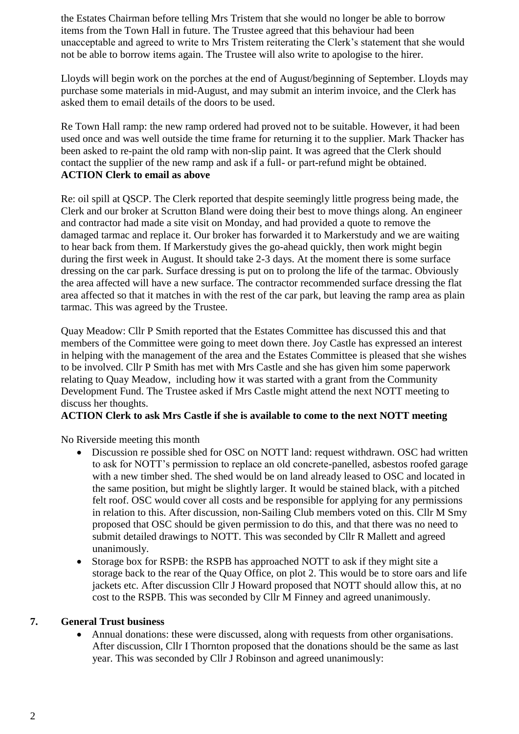the Estates Chairman before telling Mrs Tristem that she would no longer be able to borrow items from the Town Hall in future. The Trustee agreed that this behaviour had been unacceptable and agreed to write to Mrs Tristem reiterating the Clerk's statement that she would not be able to borrow items again. The Trustee will also write to apologise to the hirer.

Lloyds will begin work on the porches at the end of August/beginning of September. Lloyds may purchase some materials in mid-August, and may submit an interim invoice, and the Clerk has asked them to email details of the doors to be used.

Re Town Hall ramp: the new ramp ordered had proved not to be suitable. However, it had been used once and was well outside the time frame for returning it to the supplier. Mark Thacker has been asked to re-paint the old ramp with non-slip paint. It was agreed that the Clerk should contact the supplier of the new ramp and ask if a full- or part-refund might be obtained.
**ACTION Clerk to email as above**

Re: oil spill at QSCP. The Clerk reported that despite seemingly little progress being made, the Clerk and our broker at Scrutton Bland were doing their best to move things along. An engineer and contractor had made a site visit on Monday, and had provided a quote to remove the damaged tarmac and replace it. Our broker has forwarded it to Markerstudy and we are waiting to hear back from them. If Markerstudy gives the go-ahead quickly, then work might begin during the first week in August. It should take 2-3 days. At the moment there is some surface dressing on the car park. Surface dressing is put on to prolong the life of the tarmac. Obviously the area affected will have a new surface. The contractor recommended surface dressing the flat area affected so that it matches in with the rest of the car park, but leaving the ramp area as plain tarmac. This was agreed by the Trustee.

Quay Meadow: Cllr P Smith reported that the Estates Committee has discussed this and that members of the Committee were going to meet down there. Joy Castle has expressed an interest in helping with the management of the area and the Estates Committee is pleased that she wishes to be involved. Cllr P Smith has met with Mrs Castle and she has given him some paperwork relating to Quay Meadow, including how it was started with a grant from the Community Development Fund. The Trustee asked if Mrs Castle might attend the next NOTT meeting to discuss her thoughts.
**ACTION Clerk to ask Mrs Castle if she is available to come to the next NOTT meeting**

No Riverside meeting this month

- Discussion re possible shed for OSC on NOTT land: request withdrawn. OSC had written to ask for NOTT's permission to replace an old concrete-panelled, asbestos roofed garage with a new timber shed. The shed would be on land already leased to OSC and located in the same position, but might be slightly larger. It would be stained black, with a pitched felt roof. OSC would cover all costs and be responsible for applying for any permissions in relation to this. After discussion, non-Sailing Club members voted on this. Cllr M Smy proposed that OSC should be given permission to do this, and that there was no need to submit detailed drawings to NOTT. This was seconded by Cllr R Mallett and agreed unanimously.
- Storage box for RSPB: the RSPB has approached NOTT to ask if they might site a storage back to the rear of the Quay Office, on plot 2. This would be to store oars and life jackets etc. After discussion Cllr J Howard proposed that NOTT should allow this, at no cost to the RSPB. This was seconded by Cllr M Finney and agreed unanimously.

## 7. General Trust business

- Annual donations: these were discussed, along with requests from other organisations. After discussion, Cllr I Thornton proposed that the donations should be the same as last year. This was seconded by Cllr J Robinson and agreed unanimously: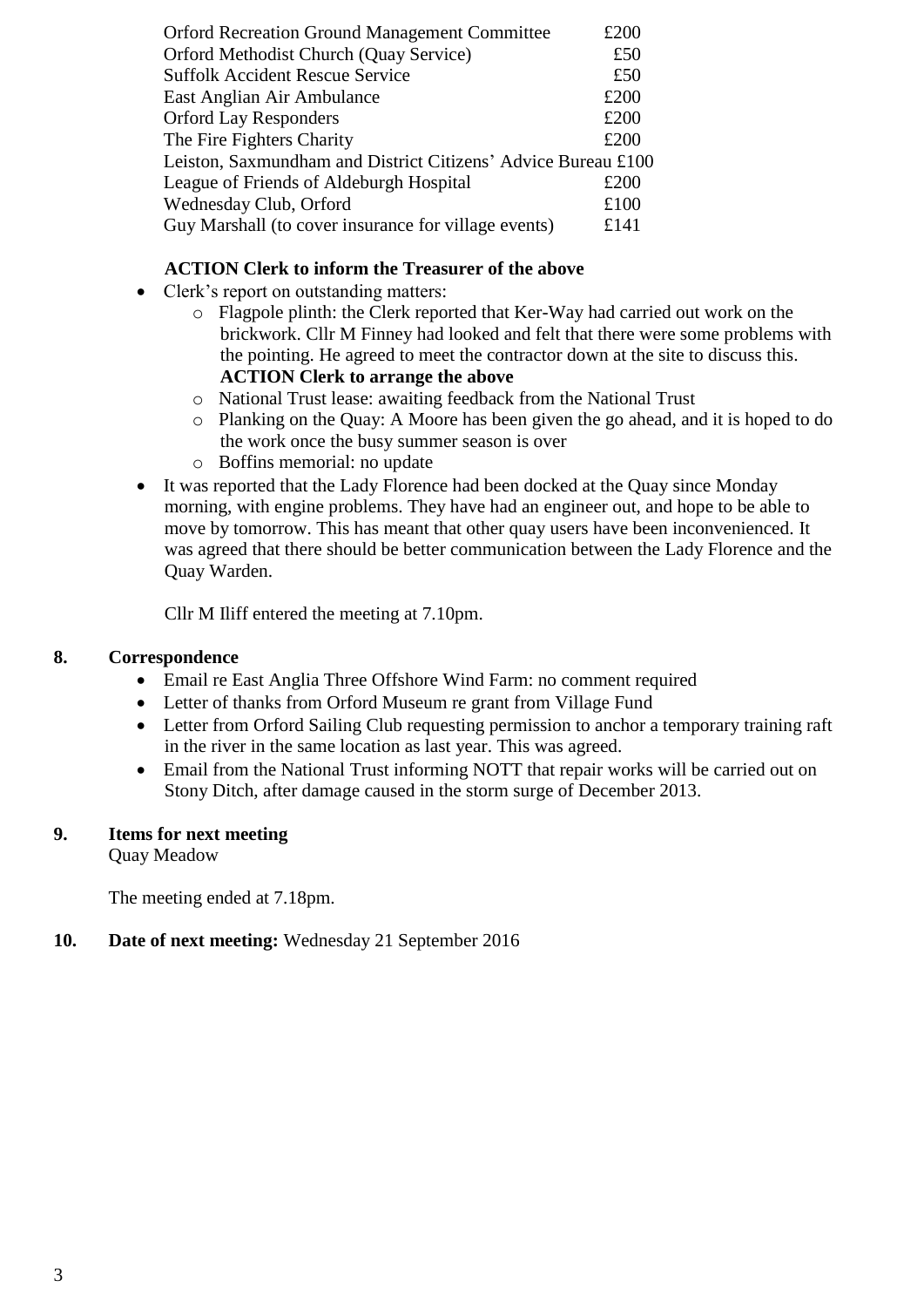| | |
|---|---|
| Orford Recreation Ground Management Committee | £200 |
| Orford Methodist Church (Quay Service) | £50 |
| Suffolk Accident Rescue Service | £50 |
| East Anglian Air Ambulance | £200 |
| Orford Lay Responders | £200 |
| The Fire Fighters Charity | £200 |
| Leiston, Saxmundham and District Citizens' Advice Bureau | £100 |
| League of Friends of Aldeburgh Hospital | £200 |
| Wednesday Club, Orford | £100 |
| Guy Marshall (to cover insurance for village events) | £141 |

**ACTION Clerk to inform the Treasurer of the above**

- Clerk's report on outstanding matters:
  - Flagpole plinth: the Clerk reported that Ker-Way had carried out work on the brickwork. Cllr M Finney had looked and felt that there were some problems with the pointing. He agreed to meet the contractor down at the site to discuss this. **ACTION Clerk to arrange the above**
  - National Trust lease: awaiting feedback from the National Trust
  - Planking on the Quay: A Moore has been given the go ahead, and it is hoped to do the work once the busy summer season is over
  - Boffins memorial: no update
- It was reported that the Lady Florence had been docked at the Quay since Monday morning, with engine problems. They have had an engineer out, and hope to be able to move by tomorrow. This has meant that other quay users have been inconvenienced. It was agreed that there should be better communication between the Lady Florence and the Quay Warden.

Cllr M Iliff entered the meeting at 7.10pm.

**8. Correspondence**

- Email re East Anglia Three Offshore Wind Farm: no comment required
- Letter of thanks from Orford Museum re grant from Village Fund
- Letter from Orford Sailing Club requesting permission to anchor a temporary training raft in the river in the same location as last year. This was agreed.
- Email from the National Trust informing NOTT that repair works will be carried out on Stony Ditch, after damage caused in the storm surge of December 2013.

**9. Items for next meeting**

Quay Meadow

The meeting ended at 7.18pm.

**10. Date of next meeting:** Wednesday 21 September 2016